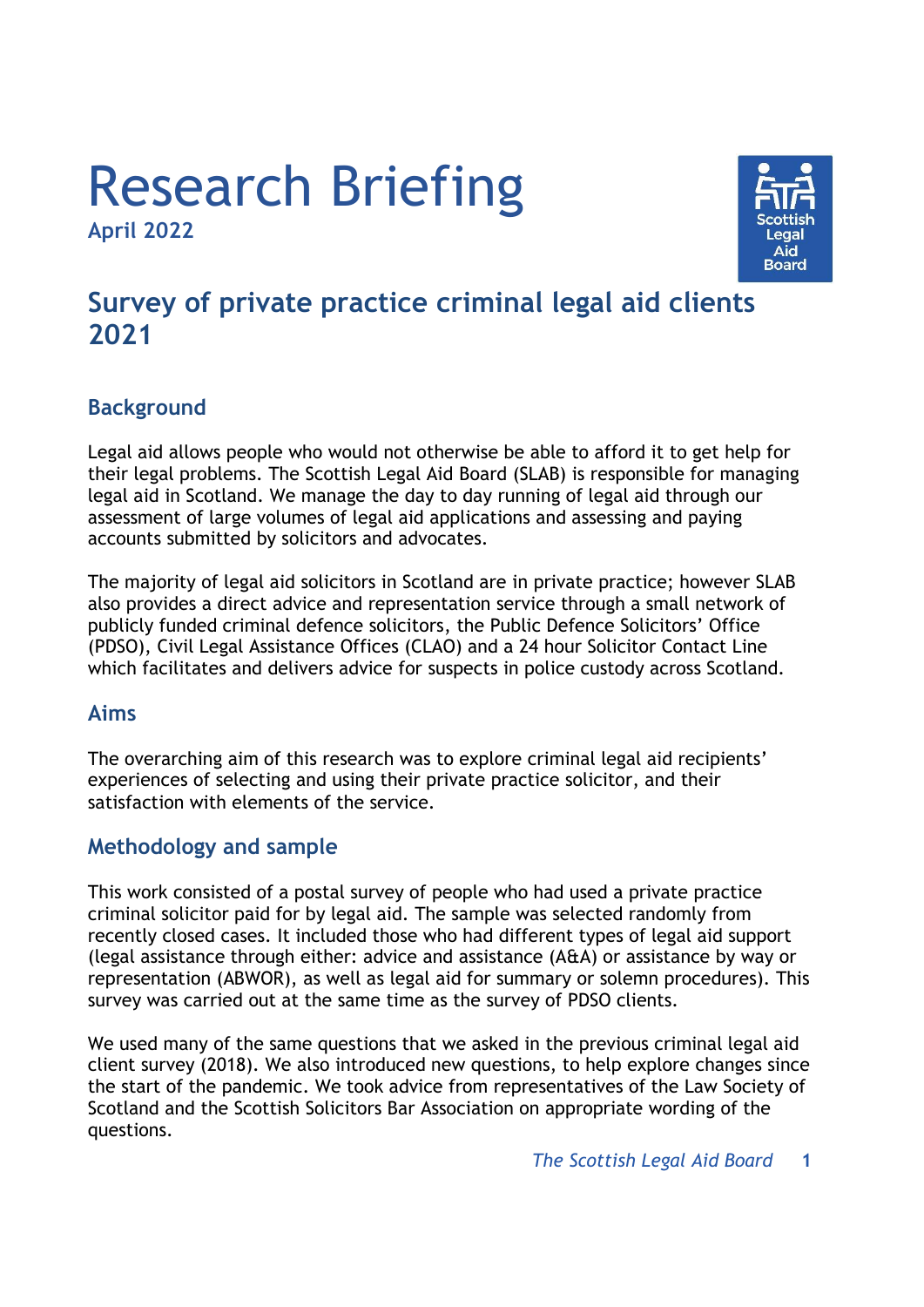# Research Briefing

**April 2022**

## Survey of private practice criminal legal aid clients 2021

### Background

Legal aid allows people who would not otherwise be able to afford it to get help for their legal problems. The Scottish Legal Aid Board (SLAB) is responsible for managing legal aid in Scotland. We manage the day to day running of legal aid through our assessment of large volumes of legal aid applications and assessing and paying accounts submitted by solicitors and advocates.

The majority of legal aid solicitors in Scotland are in private practice; however SLAB also provides a direct advice and representation service through a small network of publicly funded criminal defence solicitors, the Public Defence Solicitors' Office (PDSO), Civil Legal Assistance Offices (CLAO) and a 24 hour Solicitor Contact Line which facilitates and delivers advice for suspects in police custody across Scotland.

### Aims

The overarching aim of this research was to explore criminal legal aid recipients' experiences of selecting and using their private practice solicitor, and their satisfaction with elements of the service.

### Methodology and sample

This work consisted of a postal survey of people who had used a private practice criminal solicitor paid for by legal aid. The sample was selected randomly from recently closed cases. It included those who had different types of legal aid support (legal assistance through either: advice and assistance (A&A) or assistance by way or representation (ABWOR), as well as legal aid for summary or solemn procedures). This survey was carried out at the same time as the survey of PDSO clients.

We used many of the same questions that we asked in the previous criminal legal aid client survey (2018). We also introduced new questions, to help explore changes since the start of the pandemic. We took advice from representatives of the Law Society of Scotland and the Scottish Solicitors Bar Association on appropriate wording of the questions.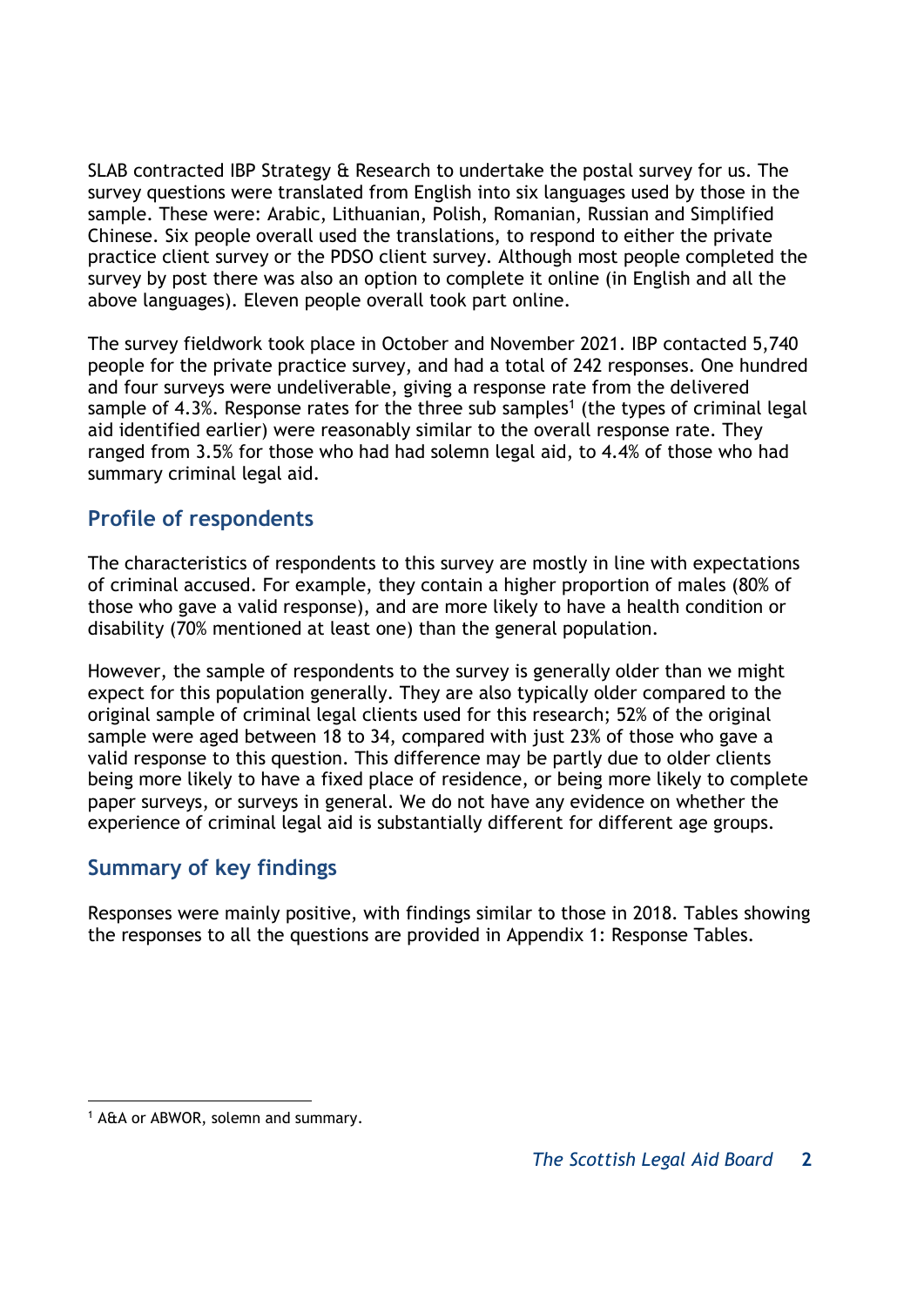SLAB contracted IBP Strategy & Research to undertake the postal survey for us. The survey questions were translated from English into six languages used by those in the sample. These were: Arabic, Lithuanian, Polish, Romanian, Russian and Simplified Chinese. Six people overall used the translations, to respond to either the private practice client survey or the PDSO client survey. Although most people completed the survey by post there was also an option to complete it online (in English and all the above languages). Eleven people overall took part online.

The survey fieldwork took place in October and November 2021. IBP contacted 5,740 people for the private practice survey, and had a total of 242 responses. One hundred and four surveys were undeliverable, giving a response rate from the delivered sample of 4.3%. Response rates for the three sub samples[1] (the types of criminal legal aid identified earlier) were reasonably similar to the overall response rate. They ranged from 3.5% for those who had had solemn legal aid, to 4.4% of those who had summary criminal legal aid.

## Profile of respondents

The characteristics of respondents to this survey are mostly in line with expectations of criminal accused. For example, they contain a higher proportion of males (80% of those who gave a valid response), and are more likely to have a health condition or disability (70% mentioned at least one) than the general population.

However, the sample of respondents to the survey is generally older than we might expect for this population generally. They are also typically older compared to the original sample of criminal legal clients used for this research; 52% of the original sample were aged between 18 to 34, compared with just 23% of those who gave a valid response to this question. This difference may be partly due to older clients being more likely to have a fixed place of residence, or being more likely to complete paper surveys, or surveys in general. We do not have any evidence on whether the experience of criminal legal aid is substantially different for different age groups.

## Summary of key findings

Responses were mainly positive, with findings similar to those in 2018. Tables showing the responses to all the questions are provided in Appendix 1: Response Tables.

[1] A&A or ABWOR, solemn and summary.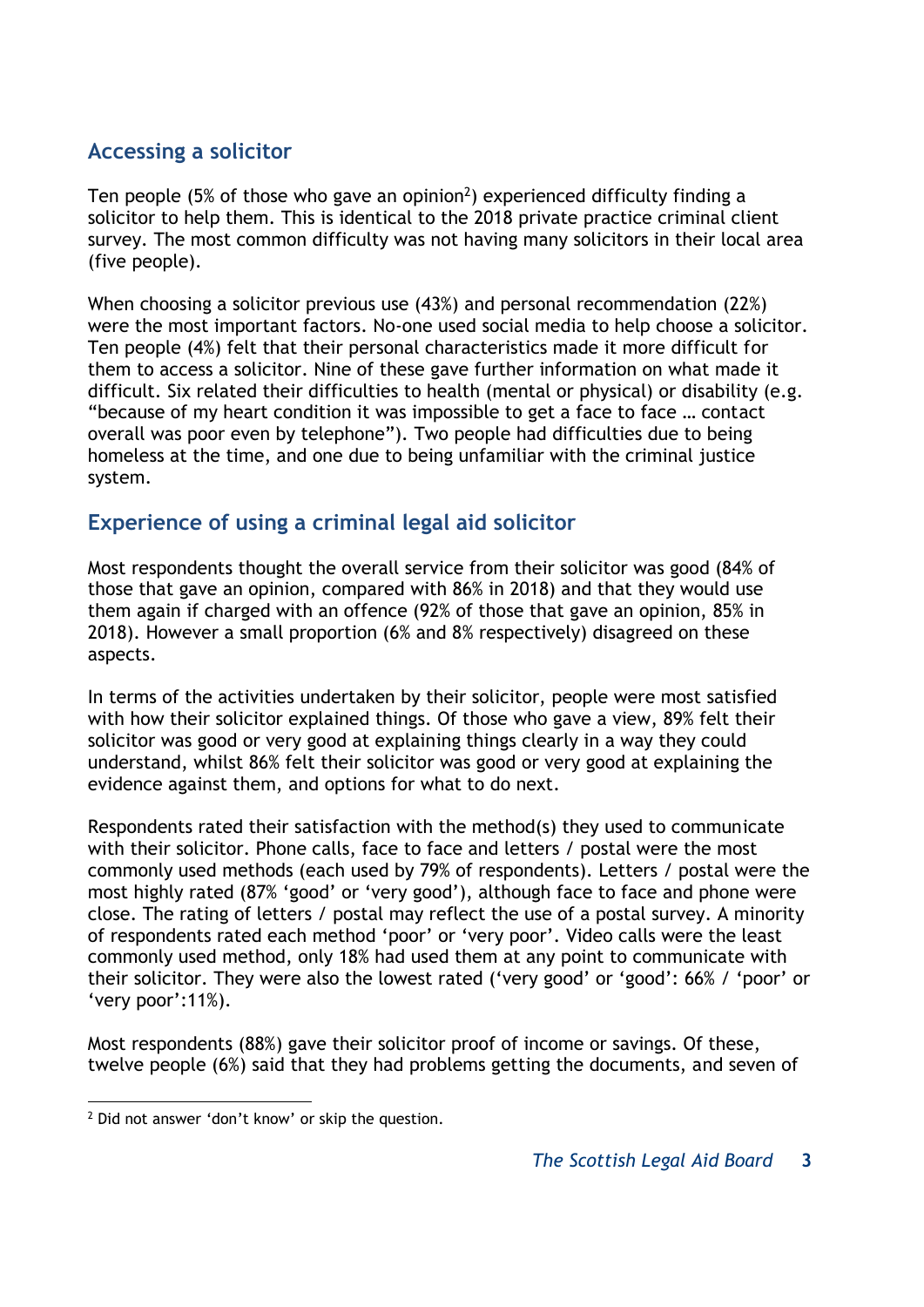## Accessing a solicitor

Ten people (5% of those who gave an opinion[2]) experienced difficulty finding a solicitor to help them. This is identical to the 2018 private practice criminal client survey. The most common difficulty was not having many solicitors in their local area (five people).

When choosing a solicitor previous use (43%) and personal recommendation (22%) were the most important factors. No-one used social media to help choose a solicitor. Ten people (4%) felt that their personal characteristics made it more difficult for them to access a solicitor. Nine of these gave further information on what made it difficult. Six related their difficulties to health (mental or physical) or disability (e.g. "because of my heart condition it was impossible to get a face to face … contact overall was poor even by telephone"). Two people had difficulties due to being homeless at the time, and one due to being unfamiliar with the criminal justice system.

## Experience of using a criminal legal aid solicitor

Most respondents thought the overall service from their solicitor was good (84% of those that gave an opinion, compared with 86% in 2018) and that they would use them again if charged with an offence (92% of those that gave an opinion, 85% in 2018). However a small proportion (6% and 8% respectively) disagreed on these aspects.

In terms of the activities undertaken by their solicitor, people were most satisfied with how their solicitor explained things. Of those who gave a view, 89% felt their solicitor was good or very good at explaining things clearly in a way they could understand, whilst 86% felt their solicitor was good or very good at explaining the evidence against them, and options for what to do next.

Respondents rated their satisfaction with the method(s) they used to communicate with their solicitor. Phone calls, face to face and letters / postal were the most commonly used methods (each used by 79% of respondents). Letters / postal were the most highly rated (87% 'good' or 'very good'), although face to face and phone were close. The rating of letters / postal may reflect the use of a postal survey. A minority of respondents rated each method 'poor' or 'very poor'. Video calls were the least commonly used method, only 18% had used them at any point to communicate with their solicitor. They were also the lowest rated ('very good' or 'good': 66% / 'poor' or 'very poor':11%).

Most respondents (88%) gave their solicitor proof of income or savings. Of these, twelve people (6%) said that they had problems getting the documents, and seven of

[2] Did not answer 'don't know' or skip the question.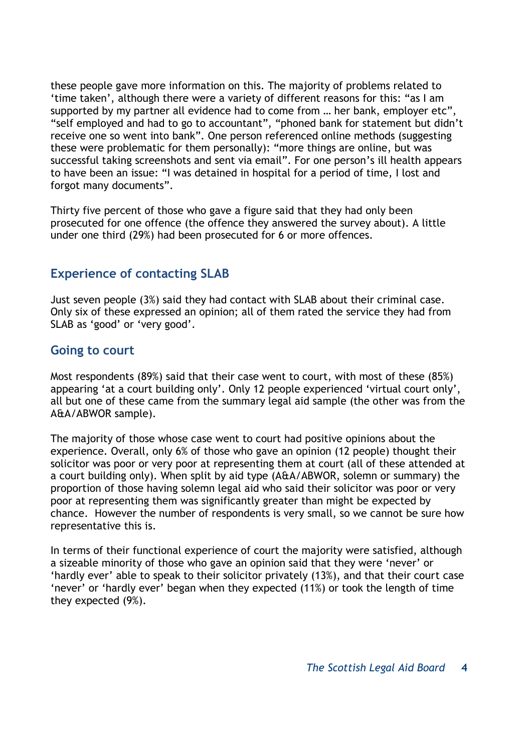these people gave more information on this. The majority of problems related to 'time taken', although there were a variety of different reasons for this: "as I am supported by my partner all evidence had to come from … her bank, employer etc", "self employed and had to go to accountant", "phoned bank for statement but didn't receive one so went into bank". One person referenced online methods (suggesting these were problematic for them personally): "more things are online, but was successful taking screenshots and sent via email". For one person's ill health appears to have been an issue: "I was detained in hospital for a period of time, I lost and forgot many documents".

Thirty five percent of those who gave a figure said that they had only been prosecuted for one offence (the offence they answered the survey about). A little under one third (29%) had been prosecuted for 6 or more offences.

## Experience of contacting SLAB

Just seven people (3%) said they had contact with SLAB about their criminal case. Only six of these expressed an opinion; all of them rated the service they had from SLAB as 'good' or 'very good'.

## Going to court

Most respondents (89%) said that their case went to court, with most of these (85%) appearing 'at a court building only'. Only 12 people experienced 'virtual court only', all but one of these came from the summary legal aid sample (the other was from the A&A/ABWOR sample).

The majority of those whose case went to court had positive opinions about the experience. Overall, only 6% of those who gave an opinion (12 people) thought their solicitor was poor or very poor at representing them at court (all of these attended at a court building only). When split by aid type (A&A/ABWOR, solemn or summary) the proportion of those having solemn legal aid who said their solicitor was poor or very poor at representing them was significantly greater than might be expected by chance. However the number of respondents is very small, so we cannot be sure how representative this is.

In terms of their functional experience of court the majority were satisfied, although a sizeable minority of those who gave an opinion said that they were 'never' or 'hardly ever' able to speak to their solicitor privately (13%), and that their court case 'never' or 'hardly ever' began when they expected (11%) or took the length of time they expected (9%).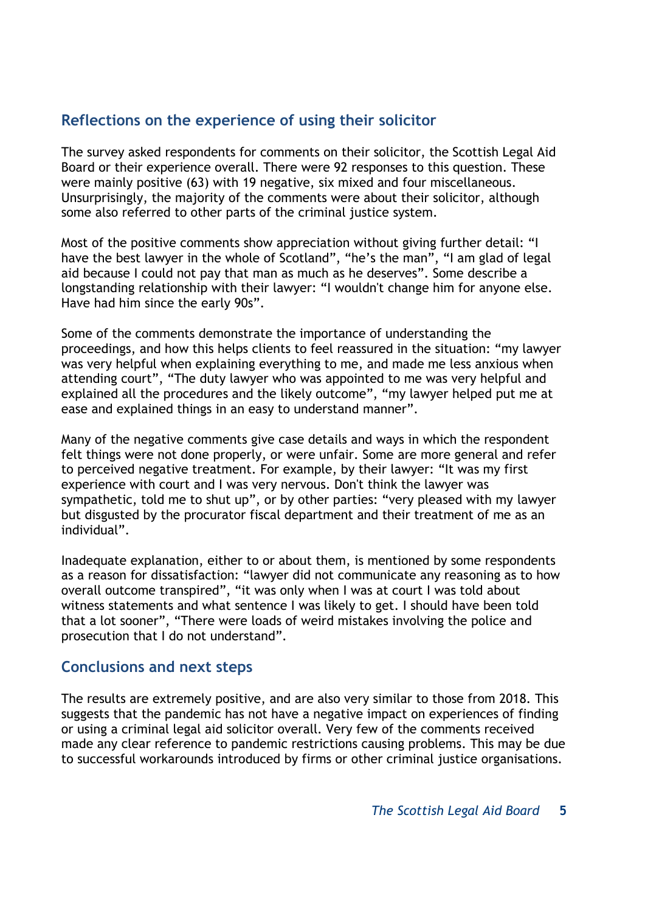## Reflections on the experience of using their solicitor

The survey asked respondents for comments on their solicitor, the Scottish Legal Aid Board or their experience overall. There were 92 responses to this question. These were mainly positive (63) with 19 negative, six mixed and four miscellaneous. Unsurprisingly, the majority of the comments were about their solicitor, although some also referred to other parts of the criminal justice system.

Most of the positive comments show appreciation without giving further detail: "I have the best lawyer in the whole of Scotland", "he's the man", "I am glad of legal aid because I could not pay that man as much as he deserves". Some describe a longstanding relationship with their lawyer: "I wouldn't change him for anyone else. Have had him since the early 90s".

Some of the comments demonstrate the importance of understanding the proceedings, and how this helps clients to feel reassured in the situation: "my lawyer was very helpful when explaining everything to me, and made me less anxious when attending court", "The duty lawyer who was appointed to me was very helpful and explained all the procedures and the likely outcome", "my lawyer helped put me at ease and explained things in an easy to understand manner".

Many of the negative comments give case details and ways in which the respondent felt things were not done properly, or were unfair. Some are more general and refer to perceived negative treatment. For example, by their lawyer: "It was my first experience with court and I was very nervous. Don't think the lawyer was sympathetic, told me to shut up", or by other parties: "very pleased with my lawyer but disgusted by the procurator fiscal department and their treatment of me as an individual".

Inadequate explanation, either to or about them, is mentioned by some respondents as a reason for dissatisfaction: "lawyer did not communicate any reasoning as to how overall outcome transpired", "it was only when I was at court I was told about witness statements and what sentence I was likely to get. I should have been told that a lot sooner", "There were loads of weird mistakes involving the police and prosecution that I do not understand".

## Conclusions and next steps

The results are extremely positive, and are also very similar to those from 2018. This suggests that the pandemic has not have a negative impact on experiences of finding or using a criminal legal aid solicitor overall. Very few of the comments received made any clear reference to pandemic restrictions causing problems. This may be due to successful workarounds introduced by firms or other criminal justice organisations.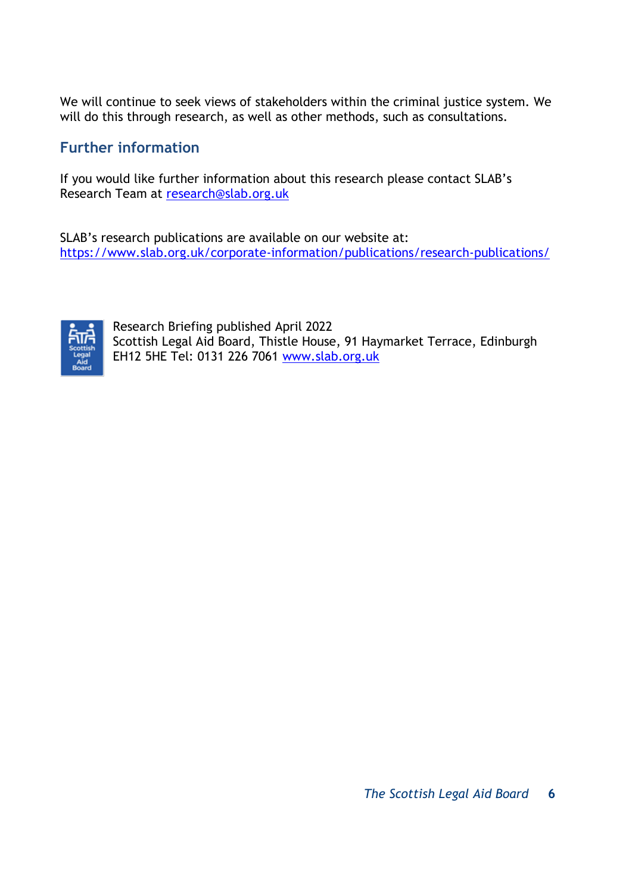We will continue to seek views of stakeholders within the criminal justice system. We will do this through research, as well as other methods, such as consultations.

## Further information

If you would like further information about this research please contact SLAB's Research Team at research@slab.org.uk

SLAB's research publications are available on our website at: https://www.slab.org.uk/corporate-information/publications/research-publications/

Research Briefing published April 2022
Scottish Legal Aid Board, Thistle House, 91 Haymarket Terrace, Edinburgh EH12 5HE Tel: 0131 226 7061 www.slab.org.uk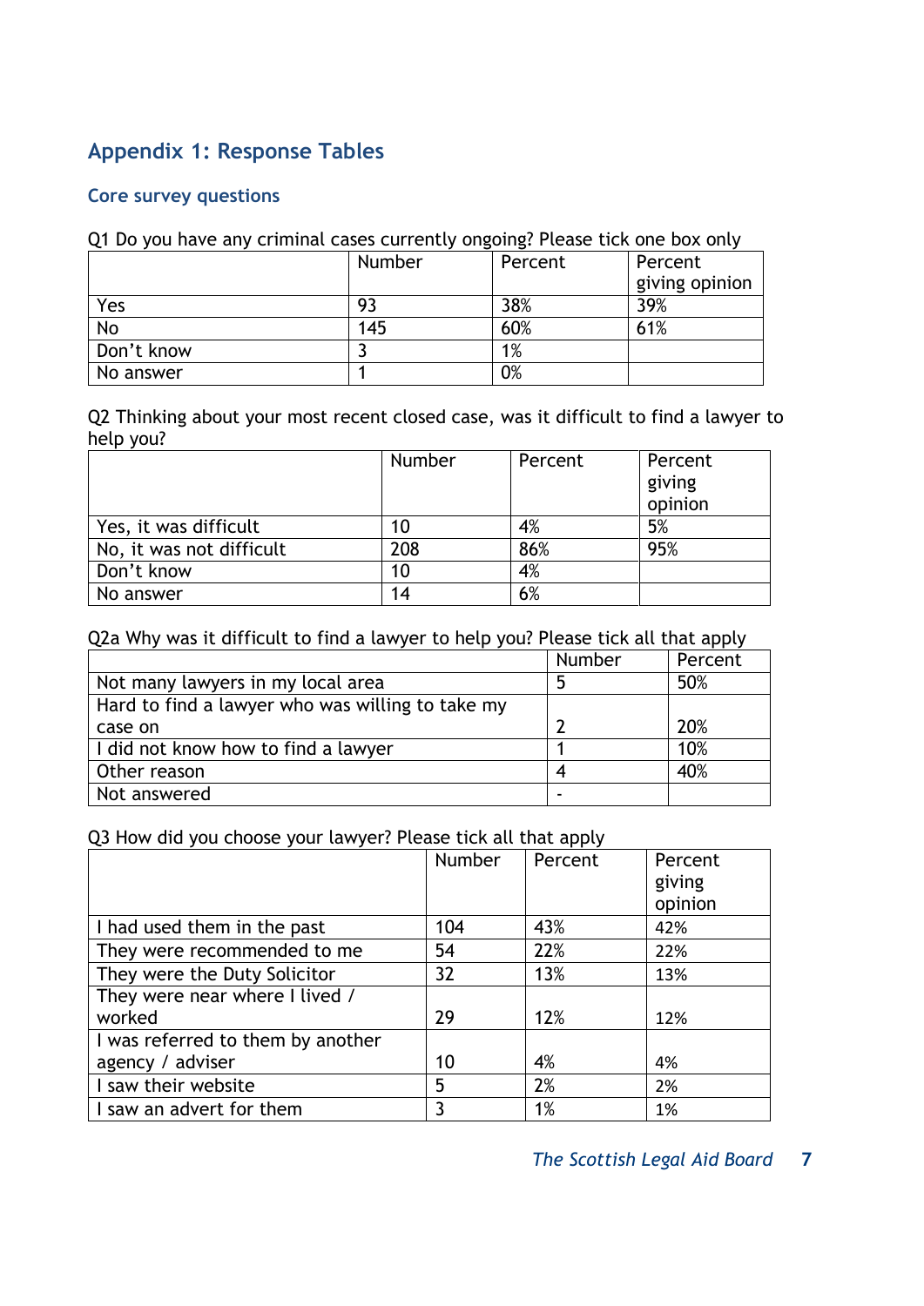## Appendix 1: Response Tables

### Core survey questions

Q1 Do you have any criminal cases currently ongoing? Please tick one box only

| | Number | Percent | Percent giving opinion |
|---|---|---|---|
| Yes | 93 | 38% | 39% |
| No | 145 | 60% | 61% |
| Don't know | 3 | 1% | |
| No answer | 1 | 0% | |

Q2 Thinking about your most recent closed case, was it difficult to find a lawyer to help you?

| | Number | Percent | Percent giving opinion |
|---|---|---|---|
| Yes, it was difficult | 10 | 4% | 5% |
| No, it was not difficult | 208 | 86% | 95% |
| Don't know | 10 | 4% | |
| No answer | 14 | 6% | |

Q2a Why was it difficult to find a lawyer to help you? Please tick all that apply

| | Number | Percent |
|---|---|---|
| Not many lawyers in my local area | 5 | 50% |
| Hard to find a lawyer who was willing to take my case on | 2 | 20% |
| I did not know how to find a lawyer | 1 | 10% |
| Other reason | 4 | 40% |
| Not answered | - | |

Q3 How did you choose your lawyer? Please tick all that apply

| | Number | Percent | Percent giving opinion |
|---|---|---|---|
| I had used them in the past | 104 | 43% | 42% |
| They were recommended to me | 54 | 22% | 22% |
| They were the Duty Solicitor | 32 | 13% | 13% |
| They were near where I lived / worked | 29 | 12% | 12% |
| I was referred to them by another agency / adviser | 10 | 4% | 4% |
| I saw their website | 5 | 2% | 2% |
| I saw an advert for them | 3 | 1% | 1% |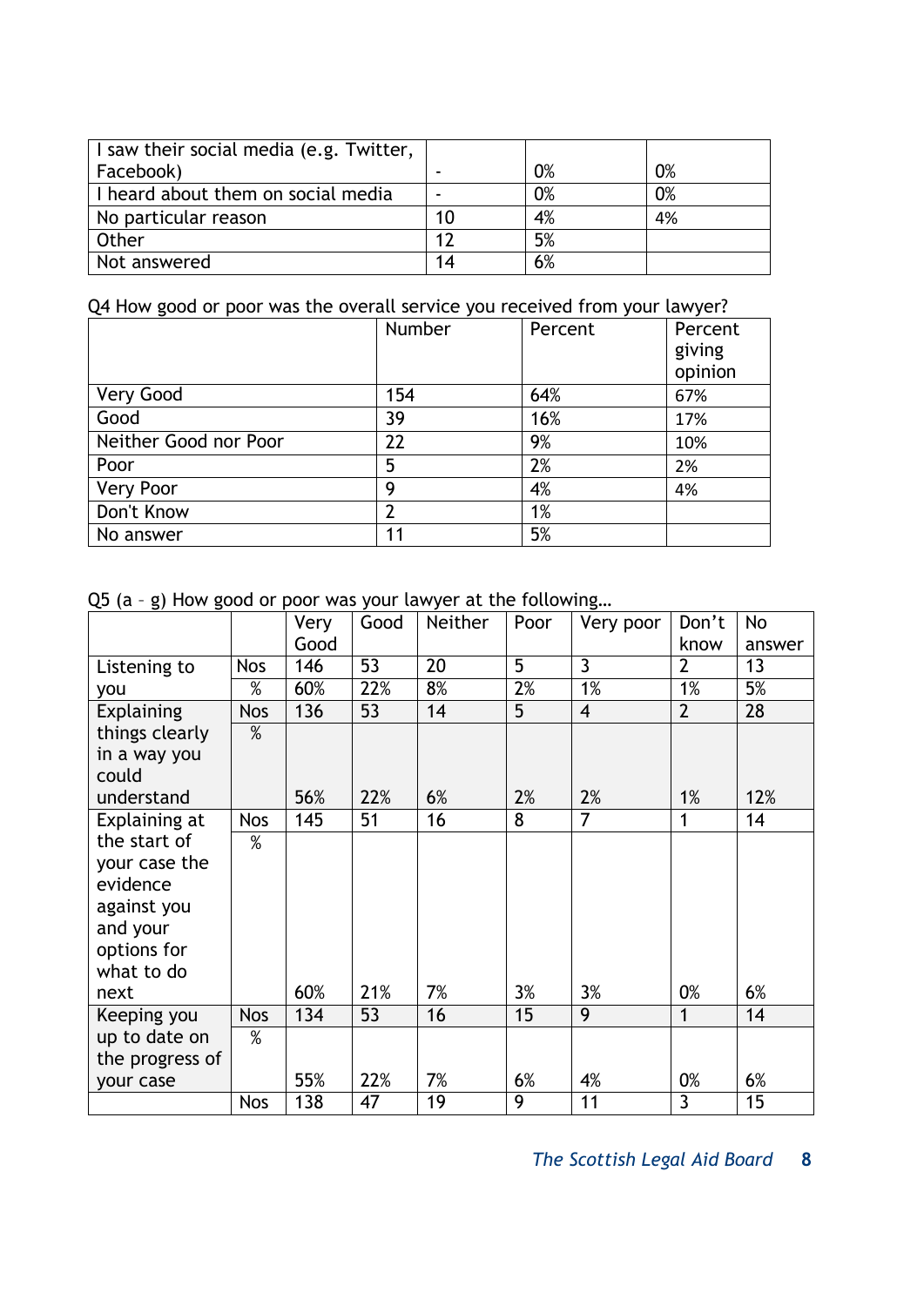| I saw their social media (e.g. Twitter, Facebook) | - | 0% | 0% |
|---|---|---|---|
| I heard about them on social media | - | 0% | 0% |
| No particular reason | 10 | 4% | 4% |
| Other | 12 | 5% | |
| Not answered | 14 | 6% | |

Q4 How good or poor was the overall service you received from your lawyer?

| | Number | Percent | Percent giving opinion |
|---|---|---|---|
| Very Good | 154 | 64% | 67% |
| Good | 39 | 16% | 17% |
| Neither Good nor Poor | 22 | 9% | 10% |
| Poor | 5 | 2% | 2% |
| Very Poor | 9 | 4% | 4% |
| Don't Know | 2 | 1% | |
| No answer | 11 | 5% | |

Q5 (a – g) How good or poor was your lawyer at the following…

| | | Very Good | Good | Neither | Poor | Very poor | Don't know | No answer |
|---|---|---|---|---|---|---|---|---|
| Listening to you | Nos | 146 | 53 | 20 | 5 | 3 | 2 | 13 |
| | % | 60% | 22% | 8% | 2% | 1% | 1% | 5% |
| Explaining things clearly in a way you could understand | Nos | 136 | 53 | 14 | 5 | 4 | 2 | 28 |
| | % | 56% | 22% | 6% | 2% | 2% | 1% | 12% |
| Explaining at the start of your case the evidence against you and your options for what to do next | Nos | 145 | 51 | 16 | 8 | 7 | 1 | 14 |
| | % | 60% | 21% | 7% | 3% | 3% | 0% | 6% |
| Keeping you up to date on the progress of your case | Nos | 134 | 53 | 16 | 15 | 9 | 1 | 14 |
| | % | 55% | 22% | 7% | 6% | 4% | 0% | 6% |
| | Nos | 138 | 47 | 19 | 9 | 11 | 3 | 15 |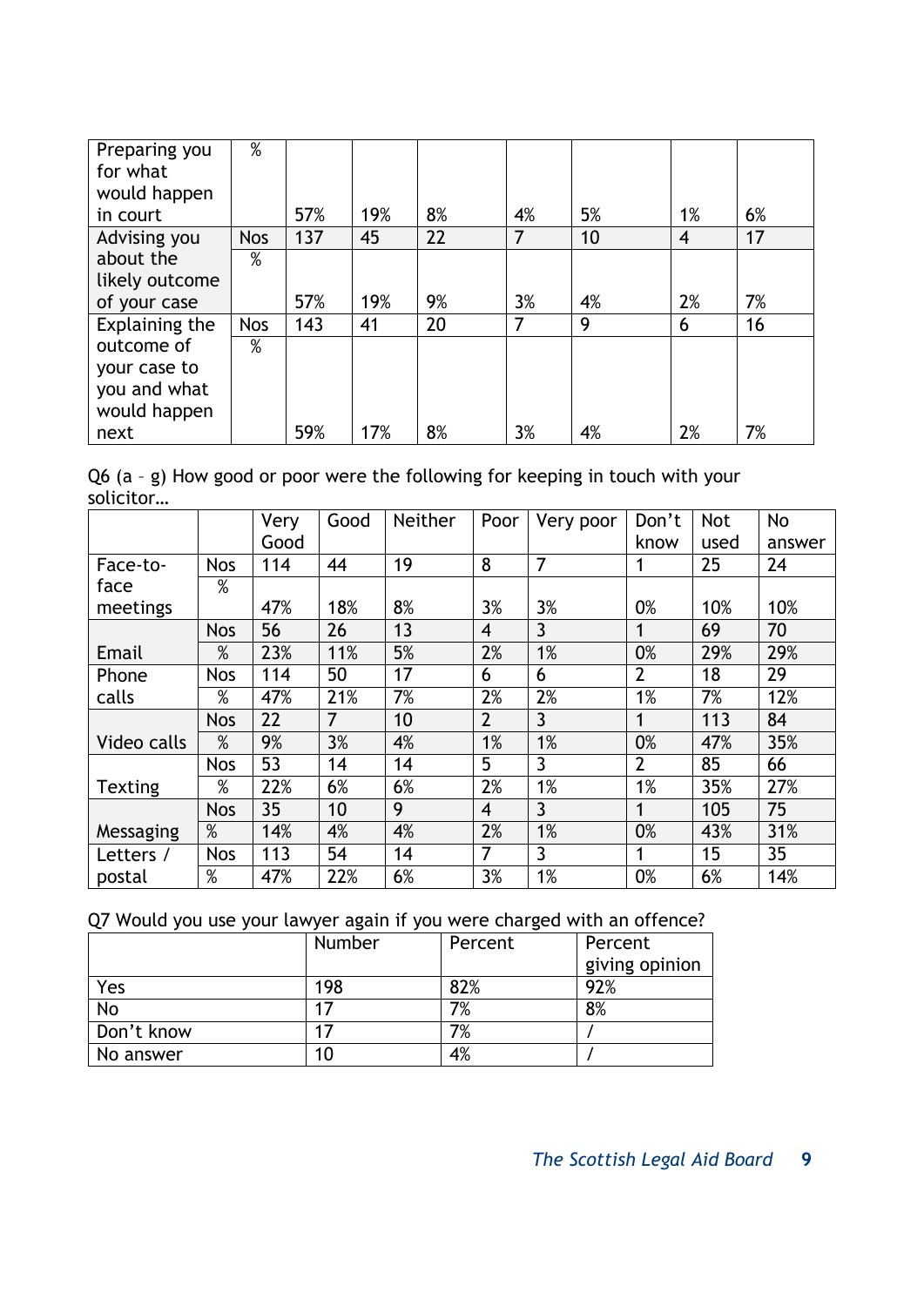| | | | | | | | | |
|---|---|---|---|---|---|---|---|---|
| Preparing you for what would happen in court | % | 57% | 19% | 8% | 4% | 5% | 1% | 6% |
| Advising you about the likely outcome of your case | Nos | 137 | 45 | 22 | 7 | 10 | 4 | 17 |
| | % | 57% | 19% | 9% | 3% | 4% | 2% | 7% |
| Explaining the outcome of your case to you and what would happen next | Nos | 143 | 41 | 20 | 7 | 9 | 6 | 16 |
| | % | 59% | 17% | 8% | 3% | 4% | 2% | 7% |

Q6 (a – g) How good or poor were the following for keeping in touch with your solicitor…

| | | Very Good | Good | Neither | Poor | Very poor | Don't know | Not used | No answer |
|---|---|---|---|---|---|---|---|---|---|
| Face-to-face meetings | Nos | 114 | 44 | 19 | 8 | 7 | 1 | 25 | 24 |
| | % | 47% | 18% | 8% | 3% | 3% | 0% | 10% | 10% |
| Email | Nos | 56 | 26 | 13 | 4 | 3 | 1 | 69 | 70 |
| | % | 23% | 11% | 5% | 2% | 1% | 0% | 29% | 29% |
| Phone calls | Nos | 114 | 50 | 17 | 6 | 6 | 2 | 18 | 29 |
| | % | 47% | 21% | 7% | 2% | 2% | 1% | 7% | 12% |
| Video calls | Nos | 22 | 7 | 10 | 2 | 3 | 1 | 113 | 84 |
| | % | 9% | 3% | 4% | 1% | 1% | 0% | 47% | 35% |
| Texting | Nos | 53 | 14 | 14 | 5 | 3 | 2 | 85 | 66 |
| | % | 22% | 6% | 6% | 2% | 1% | 1% | 35% | 27% |
| Messaging | Nos | 35 | 10 | 9 | 4 | 3 | 1 | 105 | 75 |
| | % | 14% | 4% | 4% | 2% | 1% | 0% | 43% | 31% |
| Letters / postal | Nos | 113 | 54 | 14 | 7 | 3 | 1 | 15 | 35 |
| | % | 47% | 22% | 6% | 3% | 1% | 0% | 6% | 14% |

Q7 Would you use your lawyer again if you were charged with an offence?

| | Number | Percent | Percent giving opinion |
|---|---|---|---|
| Yes | 198 | 82% | 92% |
| No | 17 | 7% | 8% |
| Don't know | 17 | 7% | / |
| No answer | 10 | 4% | / |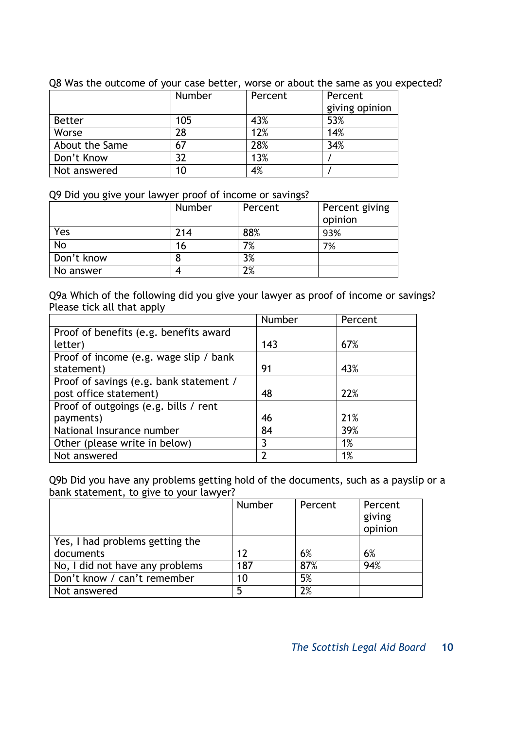Q8 Was the outcome of your case better, worse or about the same as you expected?

| | Number | Percent | Percent giving opinion |
|---|---|---|---|
| Better | 105 | 43% | 53% |
| Worse | 28 | 12% | 14% |
| About the Same | 67 | 28% | 34% |
| Don't Know | 32 | 13% | / |
| Not answered | 10 | 4% | / |

Q9 Did you give your lawyer proof of income or savings?

| | Number | Percent | Percent giving opinion |
|---|---|---|---|
| Yes | 214 | 88% | 93% |
| No | 16 | 7% | 7% |
| Don't know | 8 | 3% | |
| No answer | 4 | 2% | |

Q9a Which of the following did you give your lawyer as proof of income or savings? Please tick all that apply

| | Number | Percent |
|---|---|---|
| Proof of benefits (e.g. benefits award letter) | 143 | 67% |
| Proof of income (e.g. wage slip / bank statement) | 91 | 43% |
| Proof of savings (e.g. bank statement / post office statement) | 48 | 22% |
| Proof of outgoings (e.g. bills / rent payments) | 46 | 21% |
| National Insurance number | 84 | 39% |
| Other (please write in below) | 3 | 1% |
| Not answered | 2 | 1% |

Q9b Did you have any problems getting hold of the documents, such as a payslip or a bank statement, to give to your lawyer?

| | Number | Percent | Percent giving opinion |
|---|---|---|---|
| Yes, I had problems getting the documents | 12 | 6% | 6% |
| No, I did not have any problems | 187 | 87% | 94% |
| Don't know / can't remember | 10 | 5% | |
| Not answered | 5 | 2% | |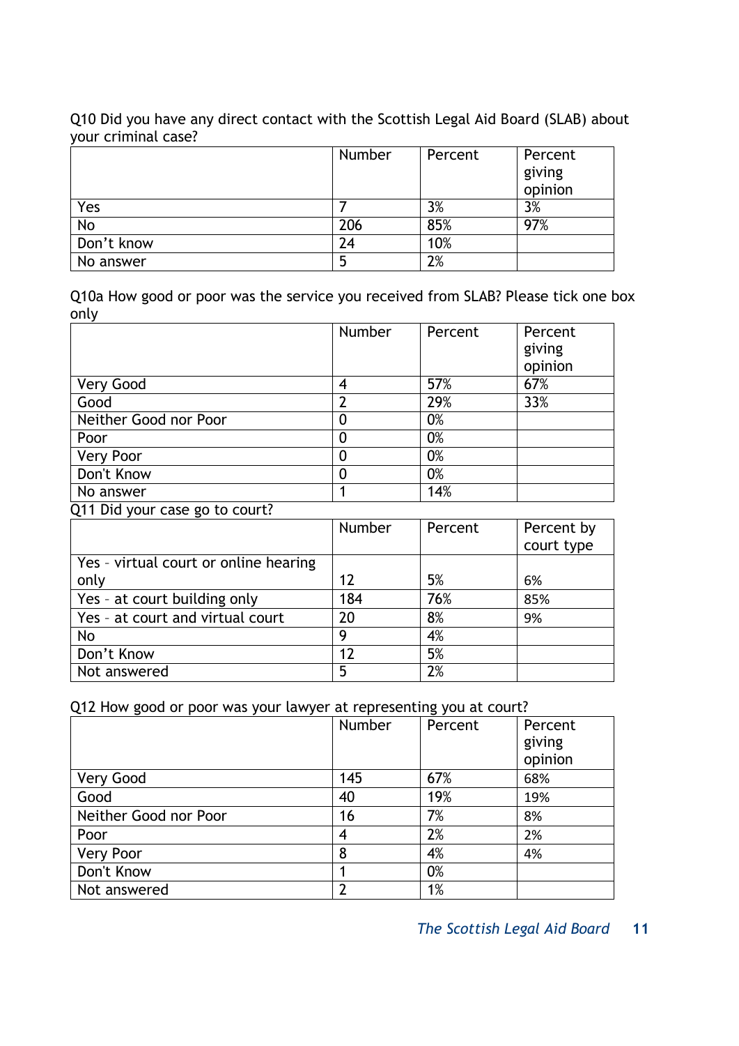Q10 Did you have any direct contact with the Scottish Legal Aid Board (SLAB) about your criminal case?

| | Number | Percent | Percent giving opinion |
|---|---|---|---|
| Yes | 7 | 3% | 3% |
| No | 206 | 85% | 97% |
| Don't know | 24 | 10% | |
| No answer | 5 | 2% | |

Q10a How good or poor was the service you received from SLAB? Please tick one box only

| | Number | Percent | Percent giving opinion |
|---|---|---|---|
| Very Good | 4 | 57% | 67% |
| Good | 2 | 29% | 33% |
| Neither Good nor Poor | 0 | 0% | |
| Poor | 0 | 0% | |
| Very Poor | 0 | 0% | |
| Don't Know | 0 | 0% | |
| No answer | 1 | 14% | |

Q11 Did your case go to court?

| | Number | Percent | Percent by court type |
|---|---|---|---|
| Yes - virtual court or online hearing only | 12 | 5% | 6% |
| Yes - at court building only | 184 | 76% | 85% |
| Yes - at court and virtual court | 20 | 8% | 9% |
| No | 9 | 4% | |
| Don't Know | 12 | 5% | |
| Not answered | 5 | 2% | |

Q12 How good or poor was your lawyer at representing you at court?

| | Number | Percent | Percent giving opinion |
|---|---|---|---|
| Very Good | 145 | 67% | 68% |
| Good | 40 | 19% | 19% |
| Neither Good nor Poor | 16 | 7% | 8% |
| Poor | 4 | 2% | 2% |
| Very Poor | 8 | 4% | 4% |
| Don't Know | 1 | 0% | |
| Not answered | 2 | 1% | |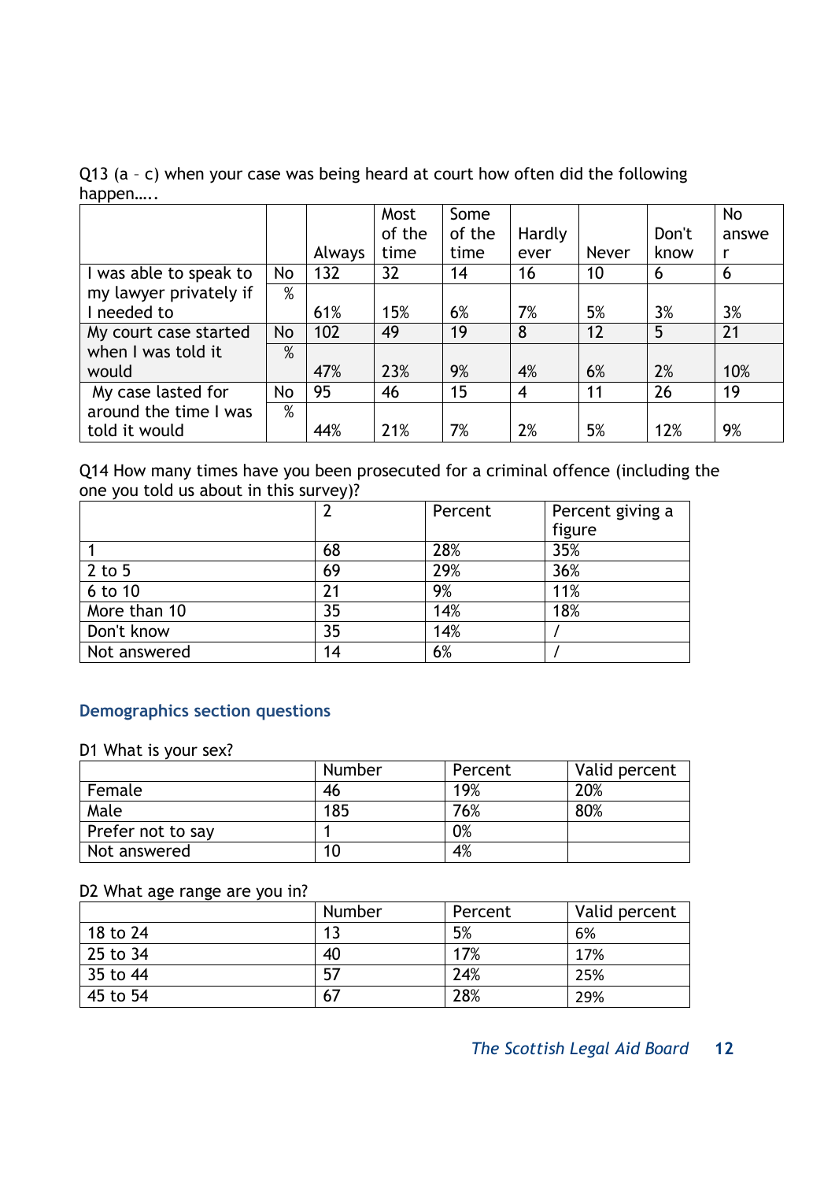Q13 (a – c) when your case was being heard at court how often did the following happen…..

| | | Always | Most of the time | Some of the time | Hardly ever | Never | Don't know | No answer |
|---|---|---|---|---|---|---|---|---|
| I was able to speak to my lawyer privately if I needed to | No | 132 | 32 | 14 | 16 | 10 | 6 | 6 |
| | % | 61% | 15% | 6% | 7% | 5% | 3% | 3% |
| My court case started when I was told it would | No | 102 | 49 | 19 | 8 | 12 | 5 | 21 |
| | % | 47% | 23% | 9% | 4% | 6% | 2% | 10% |
| My case lasted for around the time I was told it would | No | 95 | 46 | 15 | 4 | 11 | 26 | 19 |
| | % | 44% | 21% | 7% | 2% | 5% | 12% | 9% |

Q14 How many times have you been prosecuted for a criminal offence (including the one you told us about in this survey)?

| | 2 | Percent | Percent giving a figure |
|---|---|---|---|
| 1 | 68 | 28% | 35% |
| 2 to 5 | 69 | 29% | 36% |
| 6 to 10 | 21 | 9% | 11% |
| More than 10 | 35 | 14% | 18% |
| Don't know | 35 | 14% | / |
| Not answered | 14 | 6% | / |

## Demographics section questions

D1 What is your sex?

| | Number | Percent | Valid percent |
|---|---|---|---|
| Female | 46 | 19% | 20% |
| Male | 185 | 76% | 80% |
| Prefer not to say | 1 | 0% | |
| Not answered | 10 | 4% | |

D2 What age range are you in?

| | Number | Percent | Valid percent |
|---|---|---|---|
| 18 to 24 | 13 | 5% | 6% |
| 25 to 34 | 40 | 17% | 17% |
| 35 to 44 | 57 | 24% | 25% |
| 45 to 54 | 67 | 28% | 29% |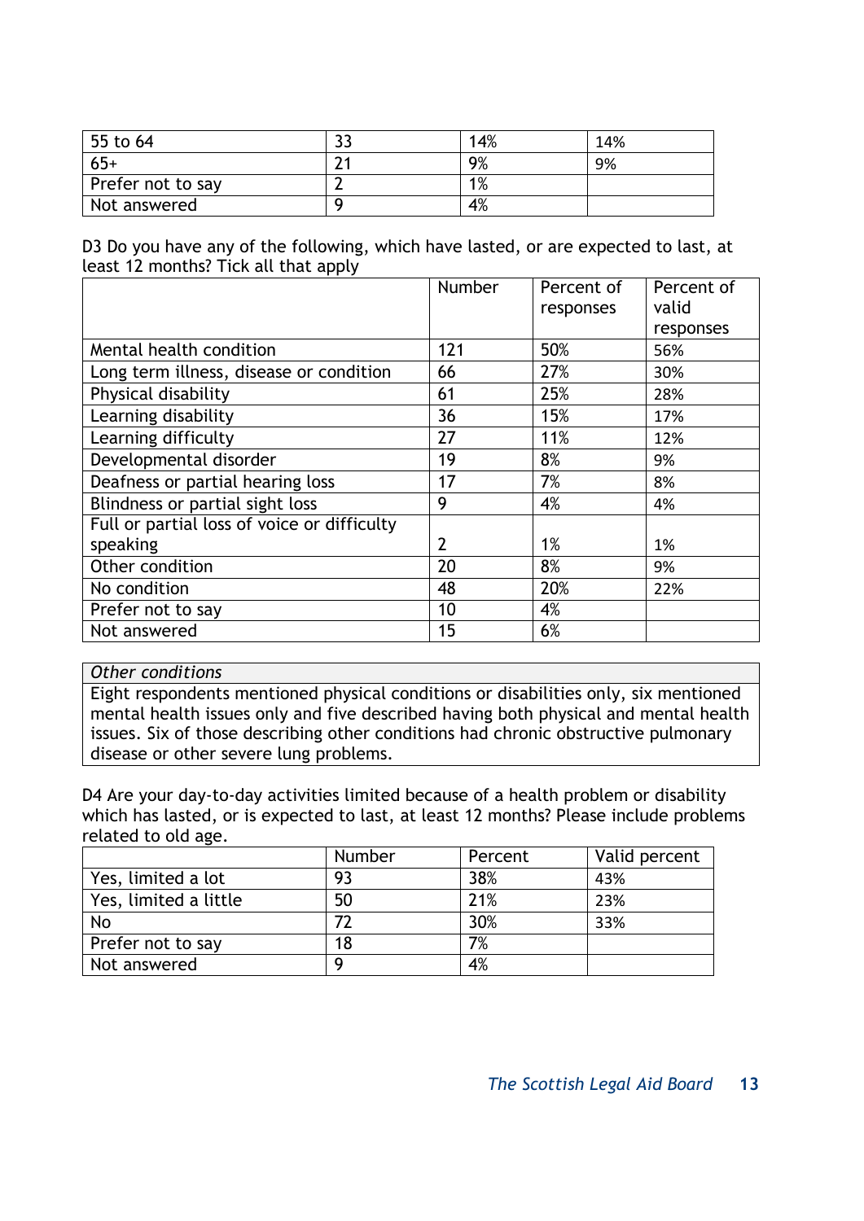| | | | |
|---|---|---|---|
| 55 to 64 | 33 | 14% | 14% |
| 65+ | 21 | 9% | 9% |
| Prefer not to say | 2 | 1% | |
| Not answered | 9 | 4% | |

D3 Do you have any of the following, which have lasted, or are expected to last, at least 12 months? Tick all that apply

| | Number | Percent of responses | Percent of valid responses |
|---|---|---|---|
| Mental health condition | 121 | 50% | 56% |
| Long term illness, disease or condition | 66 | 27% | 30% |
| Physical disability | 61 | 25% | 28% |
| Learning disability | 36 | 15% | 17% |
| Learning difficulty | 27 | 11% | 12% |
| Developmental disorder | 19 | 8% | 9% |
| Deafness or partial hearing loss | 17 | 7% | 8% |
| Blindness or partial sight loss | 9 | 4% | 4% |
| Full or partial loss of voice or difficulty speaking | 2 | 1% | 1% |
| Other condition | 20 | 8% | 9% |
| No condition | 48 | 20% | 22% |
| Prefer not to say | 10 | 4% | |
| Not answered | 15 | 6% | |

| *Other conditions* |
|---|
| Eight respondents mentioned physical conditions or disabilities only, six mentioned mental health issues only and five described having both physical and mental health issues. Six of those describing other conditions had chronic obstructive pulmonary disease or other severe lung problems. |

D4 Are your day-to-day activities limited because of a health problem or disability which has lasted, or is expected to last, at least 12 months? Please include problems related to old age.

| | Number | Percent | Valid percent |
|---|---|---|---|
| Yes, limited a lot | 93 | 38% | 43% |
| Yes, limited a little | 50 | 21% | 23% |
| No | 72 | 30% | 33% |
| Prefer not to say | 18 | 7% | |
| Not answered | 9 | 4% | |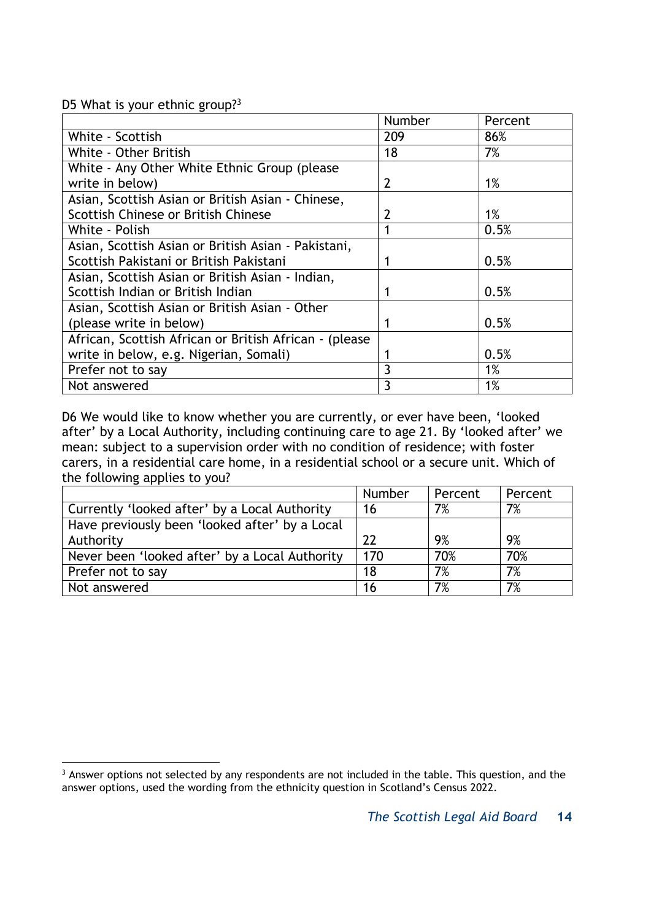D5 What is your ethnic group?[3]

| | Number | Percent |
|---|---|---|
| White - Scottish | 209 | 86% |
| White - Other British | 18 | 7% |
| White - Any Other White Ethnic Group (please write in below) | 2 | 1% |
| Asian, Scottish Asian or British Asian - Chinese, Scottish Chinese or British Chinese | 2 | 1% |
| White - Polish | 1 | 0.5% |
| Asian, Scottish Asian or British Asian - Pakistani, Scottish Pakistani or British Pakistani | 1 | 0.5% |
| Asian, Scottish Asian or British Asian - Indian, Scottish Indian or British Indian | 1 | 0.5% |
| Asian, Scottish Asian or British Asian - Other (please write in below) | 1 | 0.5% |
| African, Scottish African or British African - (please write in below, e.g. Nigerian, Somali) | 1 | 0.5% |
| Prefer not to say | 3 | 1% |
| Not answered | 3 | 1% |

D6 We would like to know whether you are currently, or ever have been, 'looked after' by a Local Authority, including continuing care to age 21. By 'looked after' we mean: subject to a supervision order with no condition of residence; with foster carers, in a residential care home, in a residential school or a secure unit. Which of the following applies to you?

| | Number | Percent | Percent |
|---|---|---|---|
| Currently 'looked after' by a Local Authority | 16 | 7% | 7% |
| Have previously been 'looked after' by a Local Authority | 22 | 9% | 9% |
| Never been 'looked after' by a Local Authority | 170 | 70% | 70% |
| Prefer not to say | 18 | 7% | 7% |
| Not answered | 16 | 7% | 7% |

[3] Answer options not selected by any respondents are not included in the table. This question, and the answer options, used the wording from the ethnicity question in Scotland's Census 2022.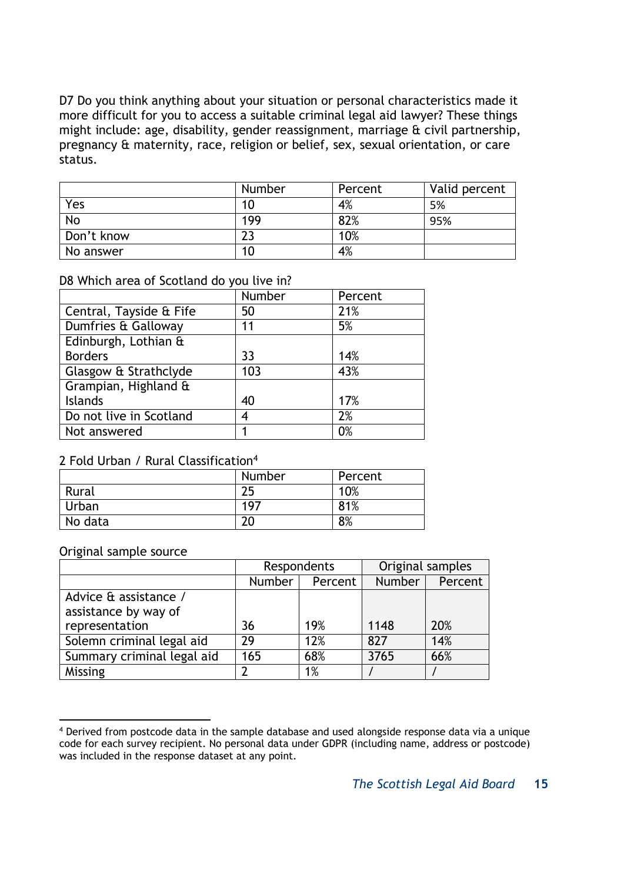D7 Do you think anything about your situation or personal characteristics made it more difficult for you to access a suitable criminal legal aid lawyer? These things might include: age, disability, gender reassignment, marriage & civil partnership, pregnancy & maternity, race, religion or belief, sex, sexual orientation, or care status.

| | Number | Percent | Valid percent |
|---|---|---|---|
| Yes | 10 | 4% | 5% |
| No | 199 | 82% | 95% |
| Don't know | 23 | 10% | |
| No answer | 10 | 4% | |

D8 Which area of Scotland do you live in?

| | Number | Percent |
|---|---|---|
| Central, Tayside & Fife | 50 | 21% |
| Dumfries & Galloway | 11 | 5% |
| Edinburgh, Lothian & Borders | 33 | 14% |
| Glasgow & Strathclyde | 103 | 43% |
| Grampian, Highland & Islands | 40 | 17% |
| Do not live in Scotland | 4 | 2% |
| Not answered | 1 | 0% |

2 Fold Urban / Rural Classification[4]

| | Number | Percent |
|---|---|---|
| Rural | 25 | 10% |
| Urban | 197 | 81% |
| No data | 20 | 8% |

Original sample source

| | Respondents | | Original samples | |
|---|---|---|---|---|
| | Number | Percent | Number | Percent |
| Advice & assistance / assistance by way of representation | 36 | 19% | 1148 | 20% |
| Solemn criminal legal aid | 29 | 12% | 827 | 14% |
| Summary criminal legal aid | 165 | 68% | 3765 | 66% |
| Missing | 2 | 1% | / | / |

[4] Derived from postcode data in the sample database and used alongside response data via a unique code for each survey recipient. No personal data under GDPR (including name, address or postcode) was included in the response dataset at any point.